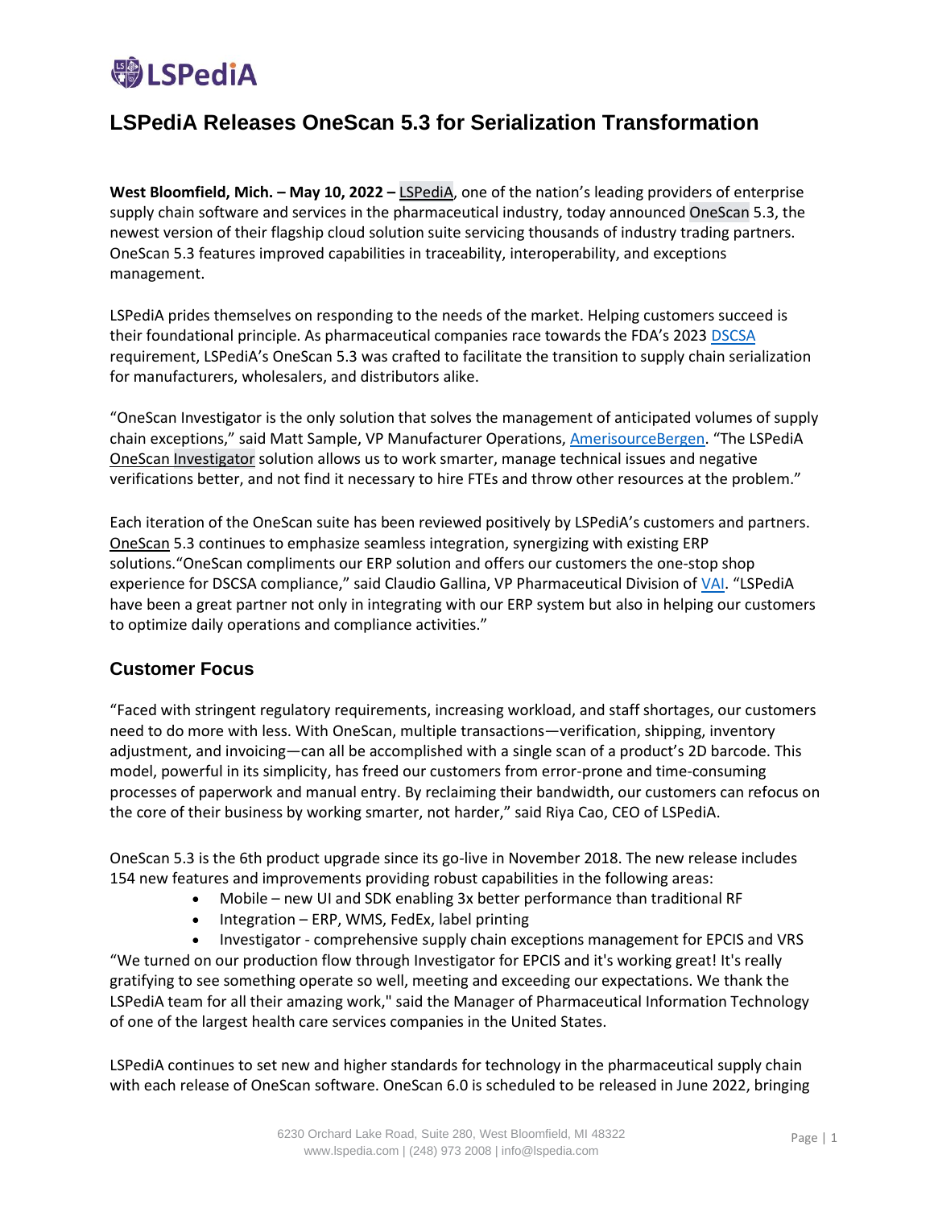# LSPediA Releases OneScan 5.3 for Serialization Transformation

**West Bloomfield, Mich. – May 10, 2022 –** LSPediA, one of the nation's leading providers of enterprise supply chain software and services in the pharmaceutical industry, today announced OneScan 5.3, the newest version of their flagship cloud solution suite servicing thousands of industry trading partners. OneScan 5.3 features improved capabilities in traceability, interoperability, and exceptions management.

LSPediA prides themselves on responding to the needs of the market. Helping customers succeed is their foundational principle. As pharmaceutical companies race towards the FDA's 2023 DSCSA requirement, LSPediA's OneScan 5.3 was crafted to facilitate the transition to supply chain serialization for manufacturers, wholesalers, and distributors alike.

"OneScan Investigator is the only solution that solves the management of anticipated volumes of supply chain exceptions," said Matt Sample, VP Manufacturer Operations, AmerisourceBergen. "The LSPediA OneScan Investigator solution allows us to work smarter, manage technical issues and negative verifications better, and not find it necessary to hire FTEs and throw other resources at the problem."

Each iteration of the OneScan suite has been reviewed positively by LSPediA's customers and partners. OneScan 5.3 continues to emphasize seamless integration, synergizing with existing ERP solutions."OneScan compliments our ERP solution and offers our customers the one-stop shop experience for DSCSA compliance," said Claudio Gallina, VP Pharmaceutical Division of VAI. "LSPediA have been a great partner not only in integrating with our ERP system but also in helping our customers to optimize daily operations and compliance activities."

## Customer Focus

"Faced with stringent regulatory requirements, increasing workload, and staff shortages, our customers need to do more with less. With OneScan, multiple transactions—verification, shipping, inventory adjustment, and invoicing—can all be accomplished with a single scan of a product's 2D barcode. This model, powerful in its simplicity, has freed our customers from error-prone and time-consuming processes of paperwork and manual entry. By reclaiming their bandwidth, our customers can refocus on the core of their business by working smarter, not harder," said Riya Cao, CEO of LSPediA.

OneScan 5.3 is the 6th product upgrade since its go-live in November 2018. The new release includes 154 new features and improvements providing robust capabilities in the following areas:

- Mobile – new UI and SDK enabling 3x better performance than traditional RF
- Integration – ERP, WMS, FedEx, label printing
- Investigator - comprehensive supply chain exceptions management for EPCIS and VRS

"We turned on our production flow through Investigator for EPCIS and it's working great! It's really gratifying to see something operate so well, meeting and exceeding our expectations. We thank the LSPediA team for all their amazing work," said the Manager of Pharmaceutical Information Technology of one of the largest health care services companies in the United States.

LSPediA continues to set new and higher standards for technology in the pharmaceutical supply chain with each release of OneScan software. OneScan 6.0 is scheduled to be released in June 2022, bringing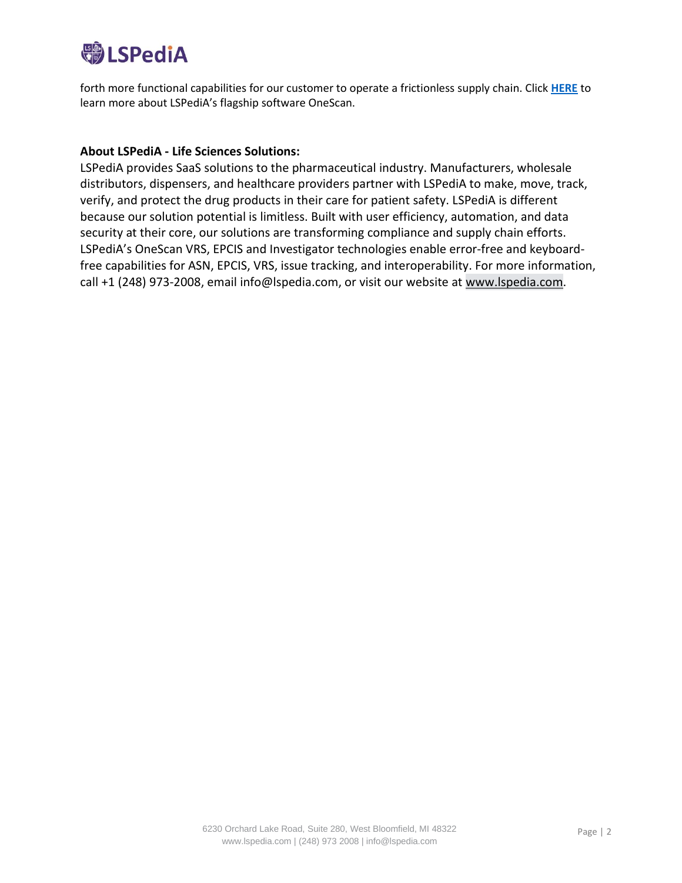forth more functional capabilities for our customer to operate a frictionless supply chain. Click **HERE** to learn more about LSPediA's flagship software OneScan.

**About LSPediA - Life Sciences Solutions:**

LSPediA provides SaaS solutions to the pharmaceutical industry. Manufacturers, wholesale distributors, dispensers, and healthcare providers partner with LSPediA to make, move, track, verify, and protect the drug products in their care for patient safety. LSPediA is different because our solution potential is limitless. Built with user efficiency, automation, and data security at their core, our solutions are transforming compliance and supply chain efforts. LSPediA's OneScan VRS, EPCIS and Investigator technologies enable error-free and keyboard-free capabilities for ASN, EPCIS, VRS, issue tracking, and interoperability. For more information, call +1 (248) 973-2008, email info@lspedia.com, or visit our website at www.lspedia.com.